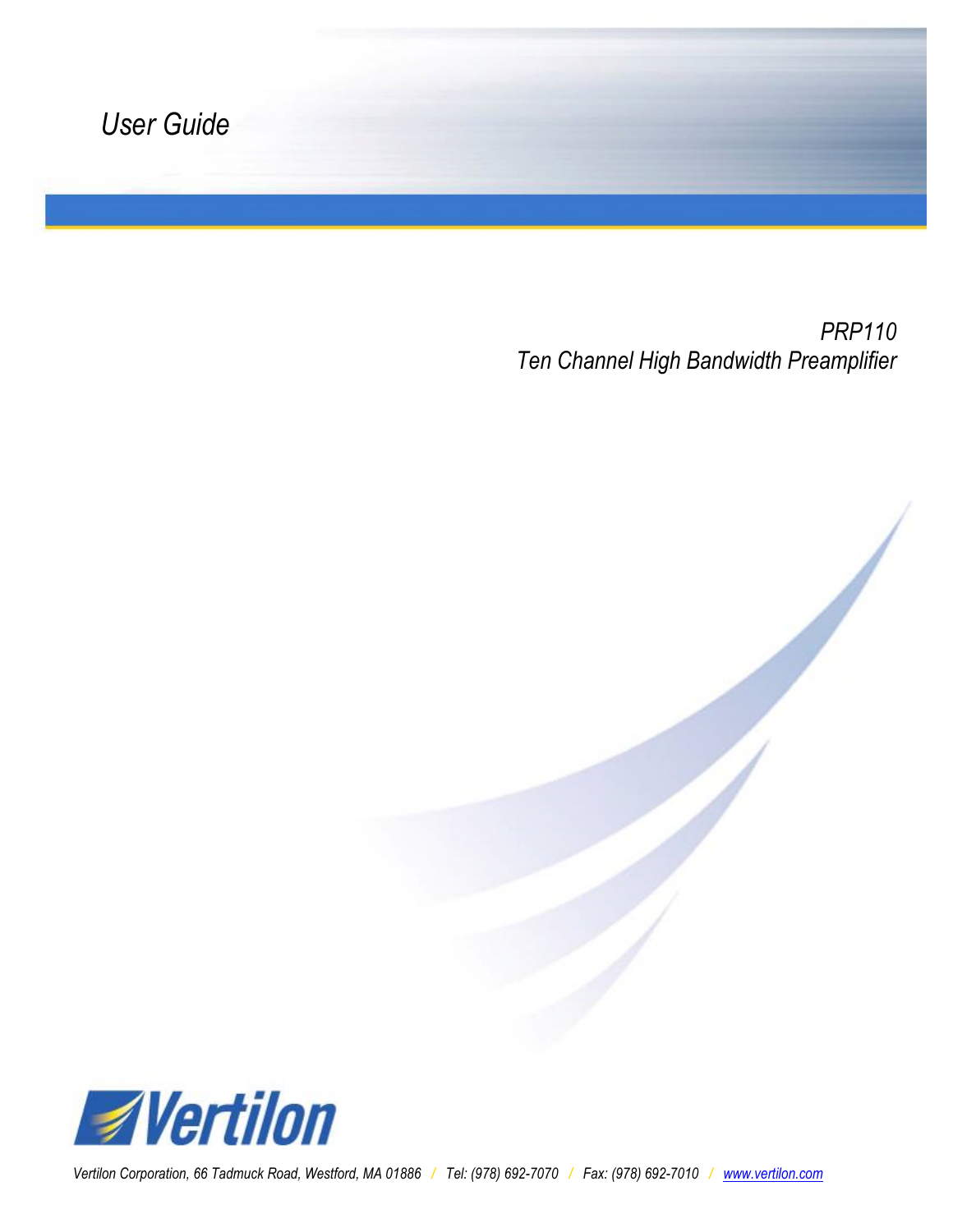*User Guide*

*PRP110*
*Ten Channel High Bandwidth Preamplifier*

Vertilon

*Vertilon Corporation, 66 Tadmuck Road, Westford, MA 01886 / Tel: (978) 692-7070 / Fax: (978) 692-7010 / www.vertilon.com*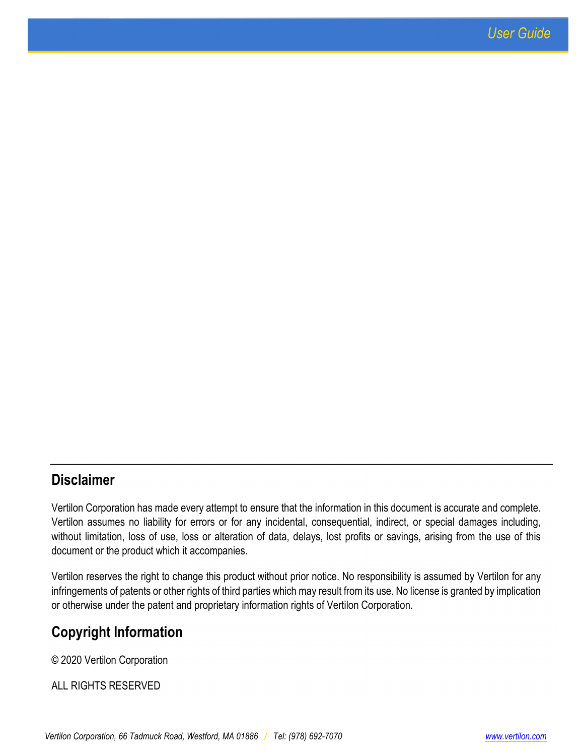## Disclaimer

Vertilon Corporation has made every attempt to ensure that the information in this document is accurate and complete. Vertilon assumes no liability for errors or for any incidental, consequential, indirect, or special damages including, without limitation, loss of use, loss or alteration of data, delays, lost profits or savings, arising from the use of this document or the product which it accompanies.

Vertilon reserves the right to change this product without prior notice. No responsibility is assumed by Vertilon for any infringements of patents or other rights of third parties which may result from its use. No license is granted by implication or otherwise under the patent and proprietary information rights of Vertilon Corporation.

## Copyright Information

© 2020 Vertilon Corporation

ALL RIGHTS RESERVED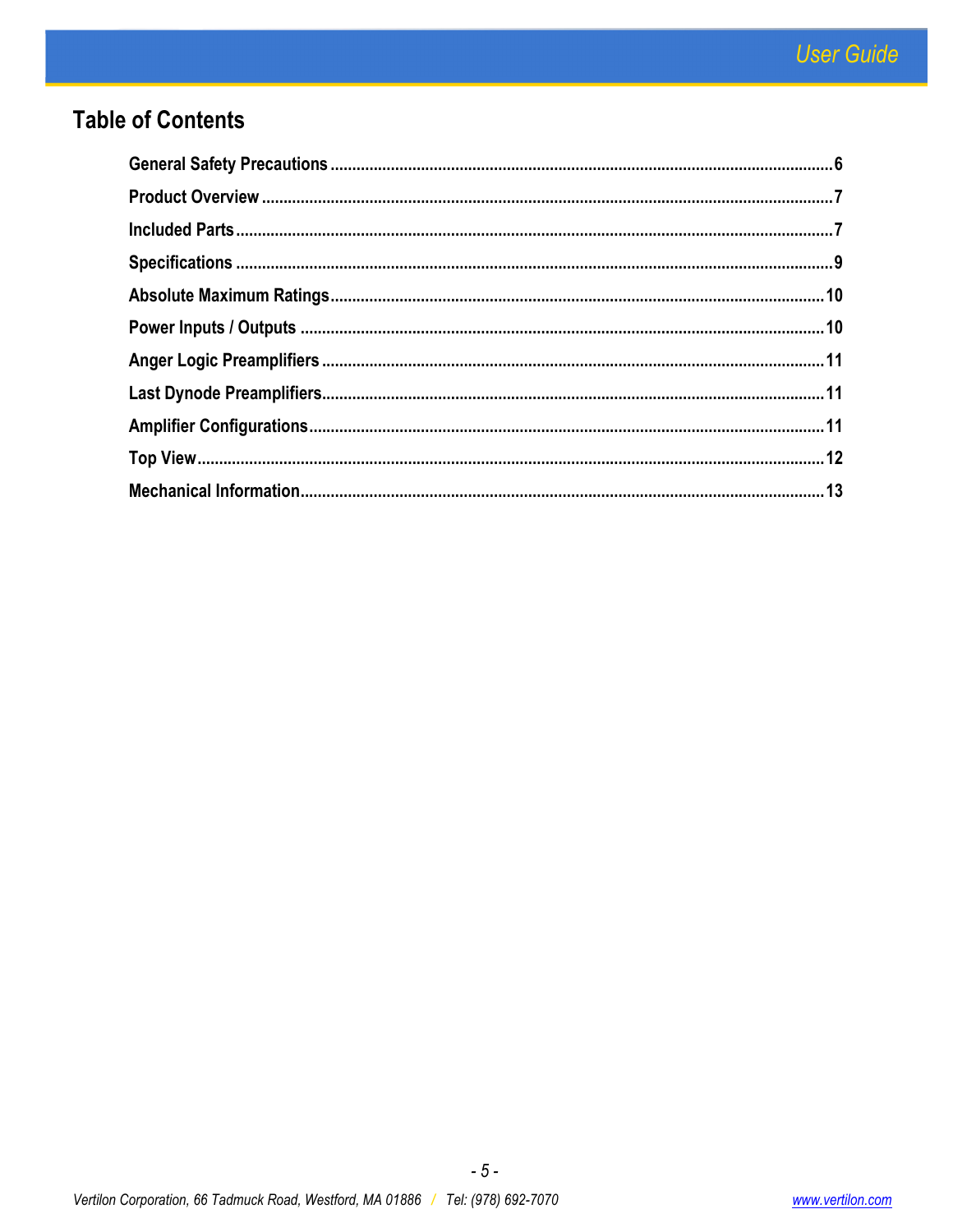## Table of Contents

| | |
|---|---|
| **General Safety Precautions** | **6** |
| **Product Overview** | **7** |
| **Included Parts** | **7** |
| **Specifications** | **9** |
| **Absolute Maximum Ratings** | **10** |
| **Power Inputs / Outputs** | **10** |
| **Anger Logic Preamplifiers** | **11** |
| **Last Dynode Preamplifiers** | **11** |
| **Amplifier Configurations** | **11** |
| **Top View** | **12** |
| **Mechanical Information** | **13** |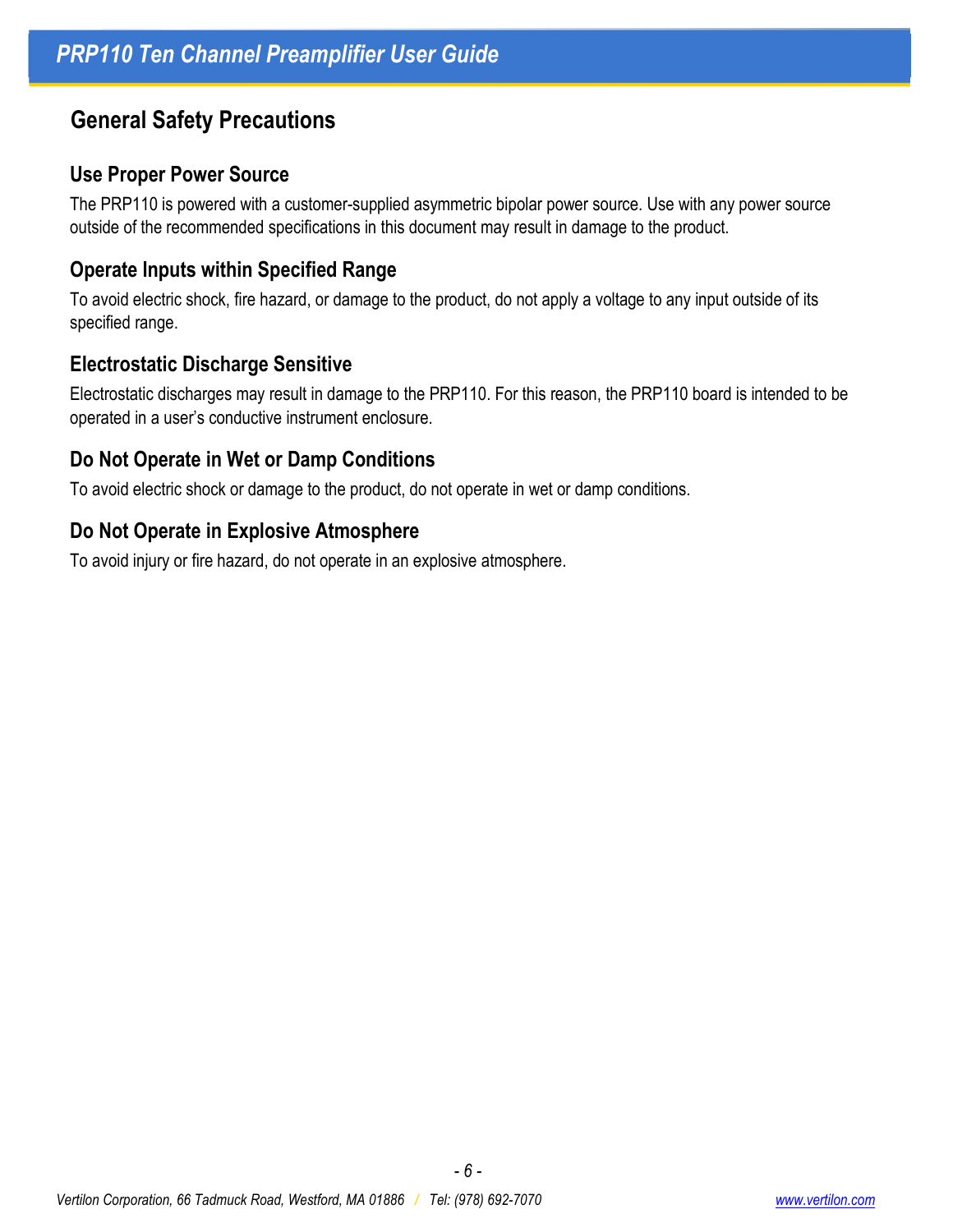## General Safety Precautions

### Use Proper Power Source

The PRP110 is powered with a customer-supplied asymmetric bipolar power source. Use with any power source outside of the recommended specifications in this document may result in damage to the product.

### Operate Inputs within Specified Range

To avoid electric shock, fire hazard, or damage to the product, do not apply a voltage to any input outside of its specified range.

### Electrostatic Discharge Sensitive

Electrostatic discharges may result in damage to the PRP110. For this reason, the PRP110 board is intended to be operated in a user's conductive instrument enclosure.

### Do Not Operate in Wet or Damp Conditions

To avoid electric shock or damage to the product, do not operate in wet or damp conditions.

### Do Not Operate in Explosive Atmosphere

To avoid injury or fire hazard, do not operate in an explosive atmosphere.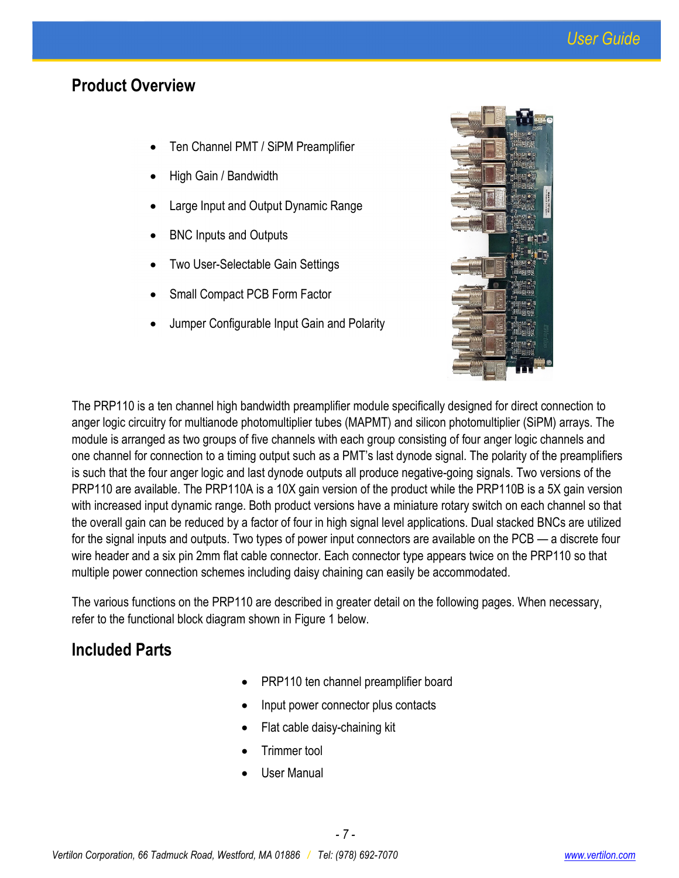## Product Overview

- Ten Channel PMT / SiPM Preamplifier
- High Gain / Bandwidth
- Large Input and Output Dynamic Range
- BNC Inputs and Outputs
- Two User-Selectable Gain Settings
- Small Compact PCB Form Factor
- Jumper Configurable Input Gain and Polarity

The PRP110 is a ten channel high bandwidth preamplifier module specifically designed for direct connection to anger logic circuitry for multianode photomultiplier tubes (MAPMT) and silicon photomultiplier (SiPM) arrays. The module is arranged as two groups of five channels with each group consisting of four anger logic channels and one channel for connection to a timing output such as a PMT's last dynode signal. The polarity of the preamplifiers is such that the four anger logic and last dynode outputs all produce negative-going signals. Two versions of the PRP110 are available. The PRP110A is a 10X gain version of the product while the PRP110B is a 5X gain version with increased input dynamic range. Both product versions have a miniature rotary switch on each channel so that the overall gain can be reduced by a factor of four in high signal level applications. Dual stacked BNCs are utilized for the signal inputs and outputs. Two types of power input connectors are available on the PCB — a discrete four wire header and a six pin 2mm flat cable connector. Each connector type appears twice on the PRP110 so that multiple power connection schemes including daisy chaining can easily be accommodated.

The various functions on the PRP110 are described in greater detail on the following pages. When necessary, refer to the functional block diagram shown in Figure 1 below.

## Included Parts

- PRP110 ten channel preamplifier board
- Input power connector plus contacts
- Flat cable daisy-chaining kit
- Trimmer tool
- User Manual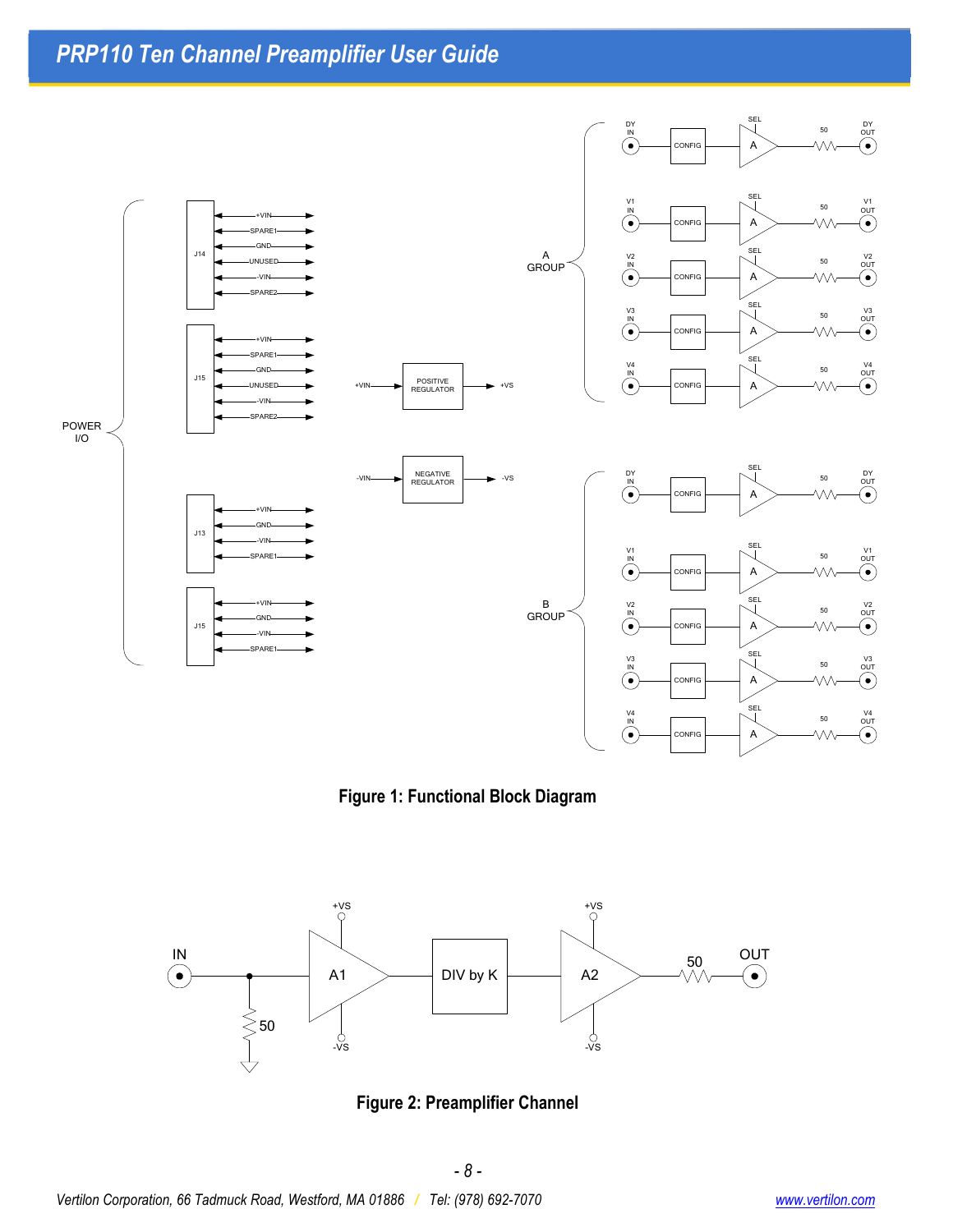Figure 1: Functional Block Diagram

Figure 2: Preamplifier Channel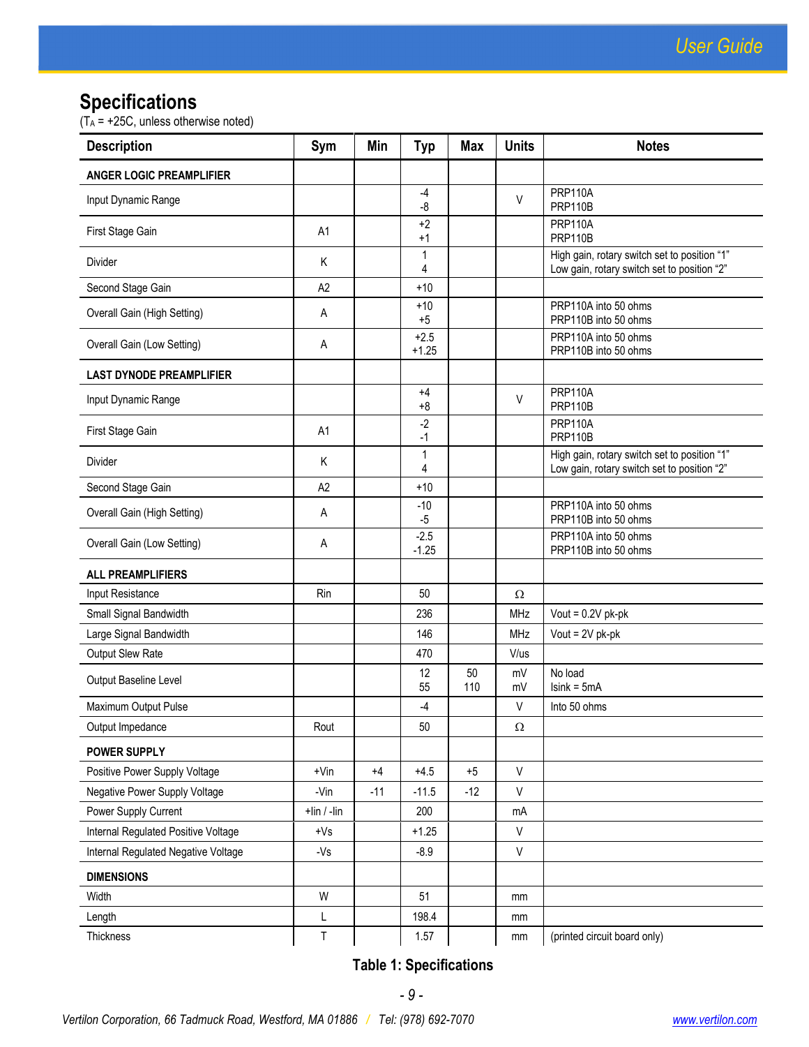## Specifications

($T_A$ = +25C, unless otherwise noted)

| Description | Sym | Min | Typ | Max | Units | Notes |
|---|---|---|---|---|---|---|
| **ANGER LOGIC PREAMPLIFIER** | | | | | | |
| Input Dynamic Range | | | -4<br>-8 | | V | PRP110A<br>PRP110B |
| First Stage Gain | A1 | | +2<br>+1 | | | PRP110A<br>PRP110B |
| Divider | K | | 1<br>4 | | | High gain, rotary switch set to position “1”<br>Low gain, rotary switch set to position “2” |
| Second Stage Gain | A2 | | +10 | | | |
| Overall Gain (High Setting) | A | | +10<br>+5 | | | PRP110A into 50 ohms<br>PRP110B into 50 ohms |
| Overall Gain (Low Setting) | A | | +2.5<br>+1.25 | | | PRP110A into 50 ohms<br>PRP110B into 50 ohms |
| **LAST DYNODE PREAMPLIFIER** | | | | | | |
| Input Dynamic Range | | | +4<br>+8 | | V | PRP110A<br>PRP110B |
| First Stage Gain | A1 | | -2<br>-1 | | | PRP110A<br>PRP110B |
| Divider | K | | 1<br>4 | | | High gain, rotary switch set to position “1”<br>Low gain, rotary switch set to position “2” |
| Second Stage Gain | A2 | | +10 | | | |
| Overall Gain (High Setting) | A | | -10<br>-5 | | | PRP110A into 50 ohms<br>PRP110B into 50 ohms |
| Overall Gain (Low Setting) | A | | -2.5<br>-1.25 | | | PRP110A into 50 ohms<br>PRP110B into 50 ohms |
| **ALL PREAMPLIFIERS** | | | | | | |
| Input Resistance | Rin | | 50 | | Ω | |
| Small Signal Bandwidth | | | 236 | | MHz | Vout = 0.2V pk-pk |
| Large Signal Bandwidth | | | 146 | | MHz | Vout = 2V pk-pk |
| Output Slew Rate | | | 470 | | V/us | |
| Output Baseline Level | | | 12<br>55 | 50<br>110 | mV<br>mV | No load<br>Isink = 5mA |
| Maximum Output Pulse | | | -4 | | V | Into 50 ohms |
| Output Impedance | Rout | | 50 | | Ω | |
| **POWER SUPPLY** | | | | | | |
| Positive Power Supply Voltage | +Vin | +4 | +4.5 | +5 | V | |
| Negative Power Supply Voltage | -Vin | -11 | -11.5 | -12 | V | |
| Power Supply Current | +Iin / -Iin | | 200 | | mA | |
| Internal Regulated Positive Voltage | +Vs | | +1.25 | | V | |
| Internal Regulated Negative Voltage | -Vs | | -8.9 | | V | |
| **DIMENSIONS** | | | | | | |
| Width | W | | 51 | | mm | |
| Length | L | | 198.4 | | mm | |
| Thickness | T | | 1.57 | | mm | (printed circuit board only) |

**Table 1: Specifications**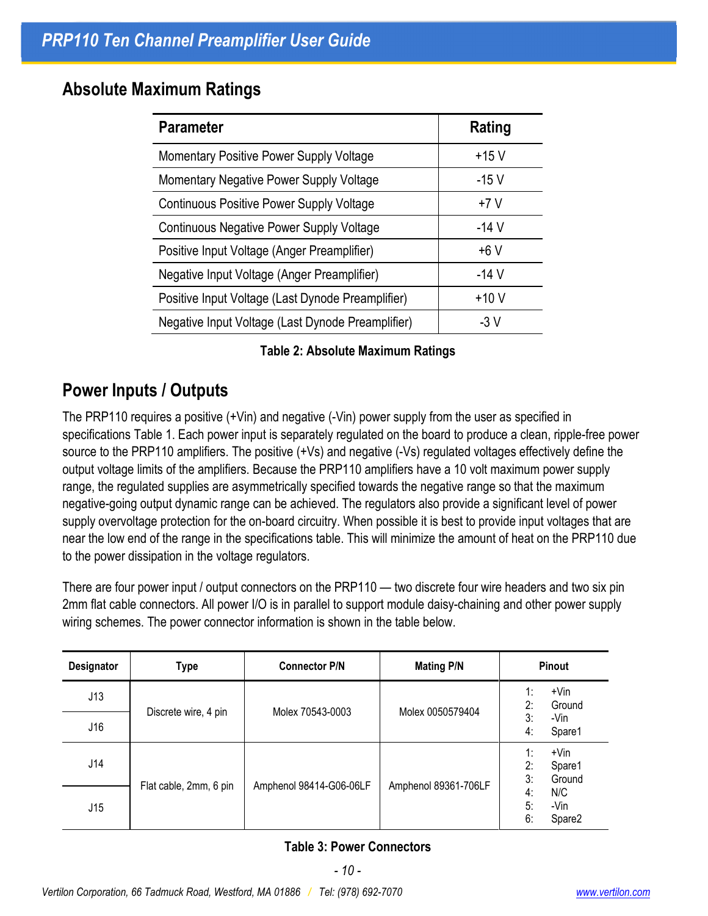## Absolute Maximum Ratings

| Parameter | Rating |
|---|---|
| Momentary Positive Power Supply Voltage | +15 V |
| Momentary Negative Power Supply Voltage | -15 V |
| Continuous Positive Power Supply Voltage | +7 V |
| Continuous Negative Power Supply Voltage | -14 V |
| Positive Input Voltage (Anger Preamplifier) | +6 V |
| Negative Input Voltage (Anger Preamplifier) | -14 V |
| Positive Input Voltage (Last Dynode Preamplifier) | +10 V |
| Negative Input Voltage (Last Dynode Preamplifier) | -3 V |

**Table 2: Absolute Maximum Ratings**

## Power Inputs / Outputs

The PRP110 requires a positive (+Vin) and negative (-Vin) power supply from the user as specified in specifications Table 1. Each power input is separately regulated on the board to produce a clean, ripple-free power source to the PRP110 amplifiers. The positive (+Vs) and negative (-Vs) regulated voltages effectively define the output voltage limits of the amplifiers. Because the PRP110 amplifiers have a 10 volt maximum power supply range, the regulated supplies are asymmetrically specified towards the negative range so that the maximum negative-going output dynamic range can be achieved. The regulators also provide a significant level of power supply overvoltage protection for the on-board circuitry. When possible it is best to provide input voltages that are near the low end of the range in the specifications table. This will minimize the amount of heat on the PRP110 due to the power dissipation in the voltage regulators.

There are four power input / output connectors on the PRP110 — two discrete four wire headers and two six pin 2mm flat cable connectors. All power I/O is in parallel to support module daisy-chaining and other power supply wiring schemes. The power connector information is shown in the table below.

| Designator | Type | Connector P/N | Mating P/N | Pinout |
|---|---|---|---|---|
| J13 | Discrete wire, 4 pin | Molex 70543-0003 | Molex 0050579404 | 1: +Vin<br>2: Ground<br>3: -Vin<br>4: Spare1 |
| J16 | | | | |
| J14 | Flat cable, 2mm, 6 pin | Amphenol 98414-G06-06LF | Amphenol 89361-706LF | 1: +Vin<br>2: Spare1<br>3: Ground<br>4: N/C<br>5: -Vin<br>6: Spare2 |
| J15 | | | | |

**Table 3: Power Connectors**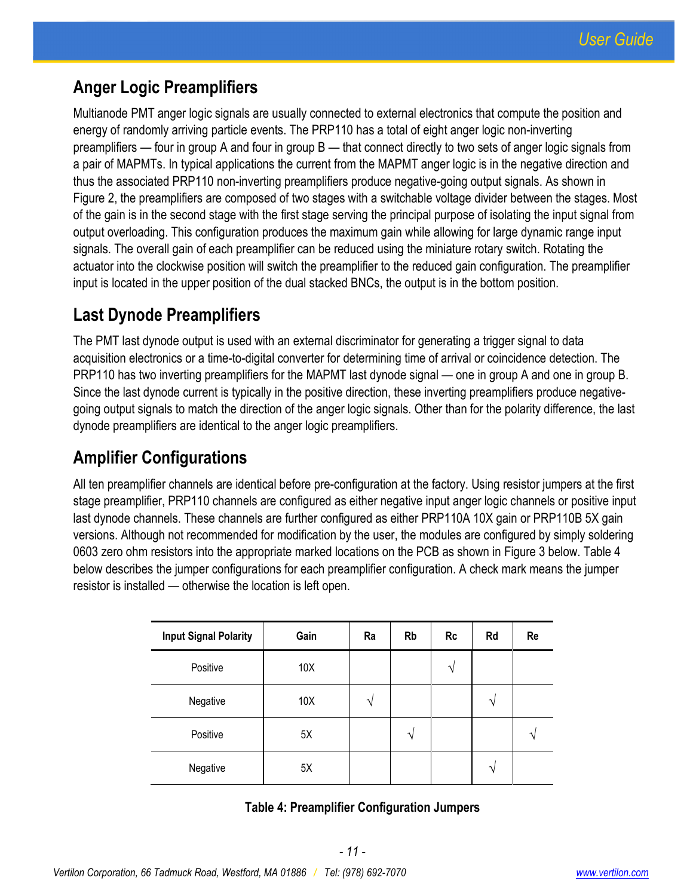## Anger Logic Preamplifiers

Multianode PMT anger logic signals are usually connected to external electronics that compute the position and energy of randomly arriving particle events. The PRP110 has a total of eight anger logic non-inverting preamplifiers — four in group A and four in group B — that connect directly to two sets of anger logic signals from a pair of MAPMTs. In typical applications the current from the MAPMT anger logic is in the negative direction and thus the associated PRP110 non-inverting preamplifiers produce negative-going output signals. As shown in Figure 2, the preamplifiers are composed of two stages with a switchable voltage divider between the stages. Most of the gain is in the second stage with the first stage serving the principal purpose of isolating the input signal from output overloading. This configuration produces the maximum gain while allowing for large dynamic range input signals. The overall gain of each preamplifier can be reduced using the miniature rotary switch. Rotating the actuator into the clockwise position will switch the preamplifier to the reduced gain configuration. The preamplifier input is located in the upper position of the dual stacked BNCs, the output is in the bottom position.

## Last Dynode Preamplifiers

The PMT last dynode output is used with an external discriminator for generating a trigger signal to data acquisition electronics or a time-to-digital converter for determining time of arrival or coincidence detection. The PRP110 has two inverting preamplifiers for the MAPMT last dynode signal — one in group A and one in group B. Since the last dynode current is typically in the positive direction, these inverting preamplifiers produce negative-going output signals to match the direction of the anger logic signals. Other than for the polarity difference, the last dynode preamplifiers are identical to the anger logic preamplifiers.

## Amplifier Configurations

All ten preamplifier channels are identical before pre-configuration at the factory. Using resistor jumpers at the first stage preamplifier, PRP110 channels are configured as either negative input anger logic channels or positive input last dynode channels. These channels are further configured as either PRP110A 10X gain or PRP110B 5X gain versions. Although not recommended for modification by the user, the modules are configured by simply soldering 0603 zero ohm resistors into the appropriate marked locations on the PCB as shown in Figure 3 below. Table 4 below describes the jumper configurations for each preamplifier configuration. A check mark means the jumper resistor is installed — otherwise the location is left open.

| Input Signal Polarity | Gain | Ra | Rb | Rc | Rd | Re |
|---|---|---|---|---|---|---|
| Positive | 10X | | | √ | | |
| Negative | 10X | √ | | | √ | |
| Positive | 5X | | √ | | | √ |
| Negative | 5X | | | | √ | |

**Table 4: Preamplifier Configuration Jumpers**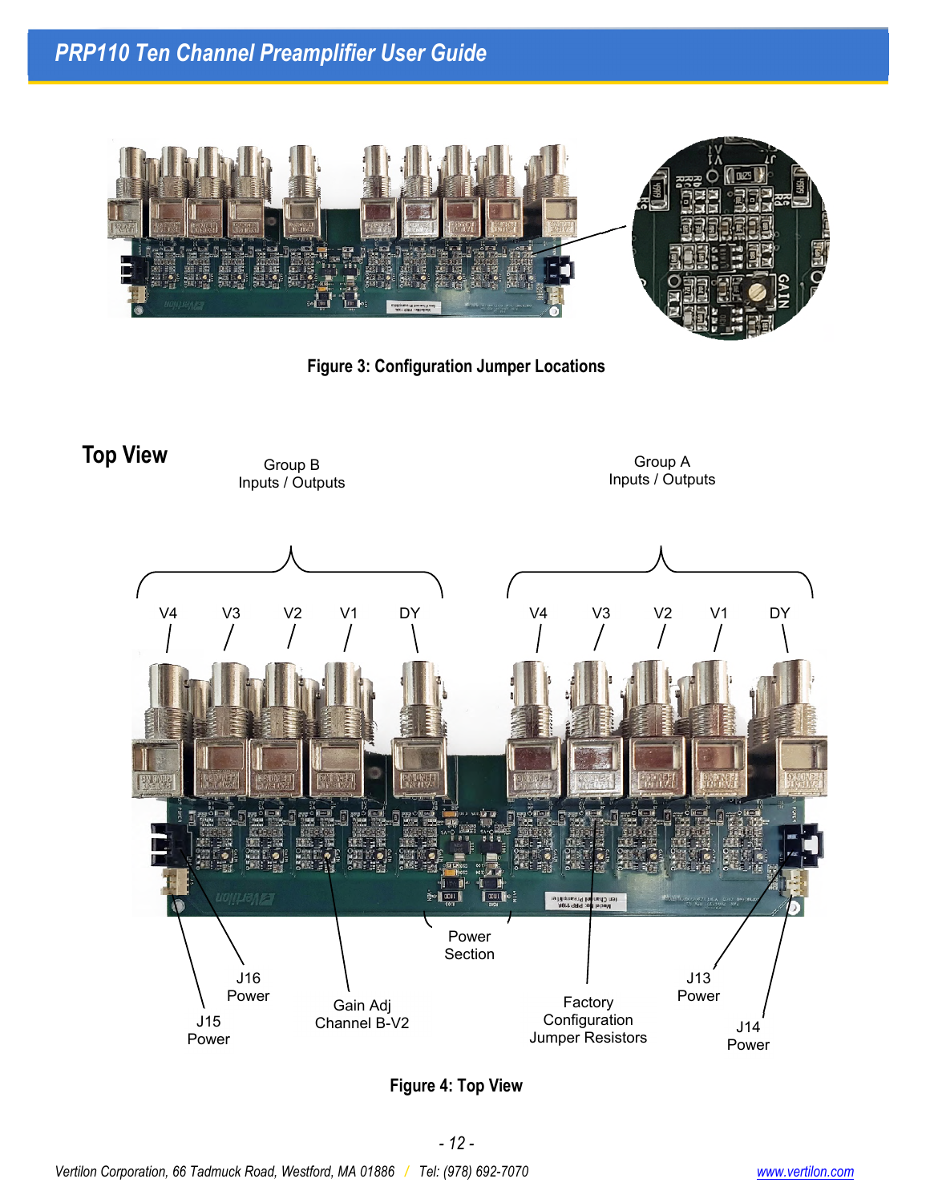Figure 3: Configuration Jumper Locations

## Top View

Figure 4: Top View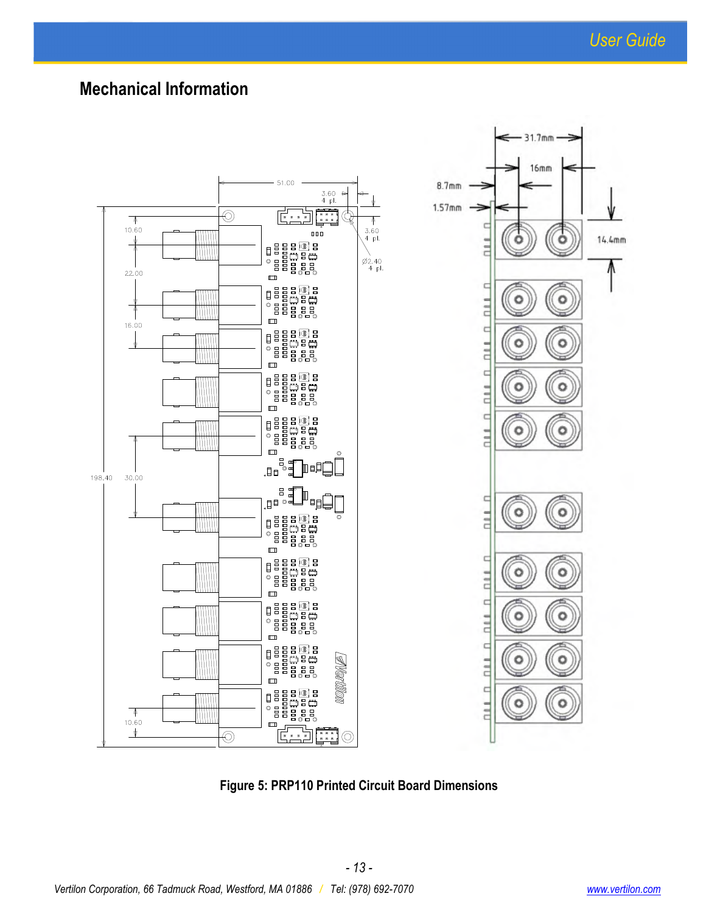## Mechanical Information

Figure 5: PRP110 Printed Circuit Board Dimensions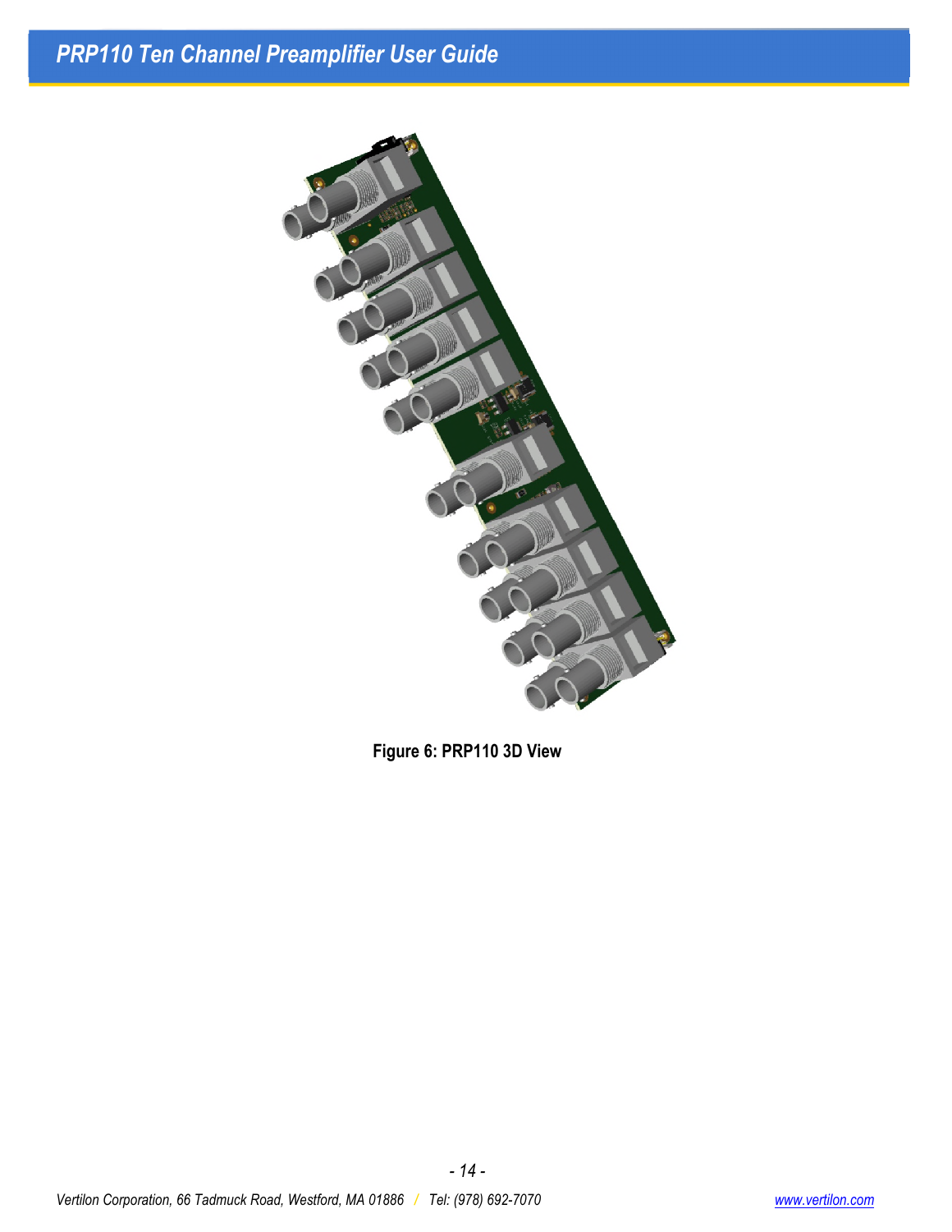Figure 6: PRP110 3D View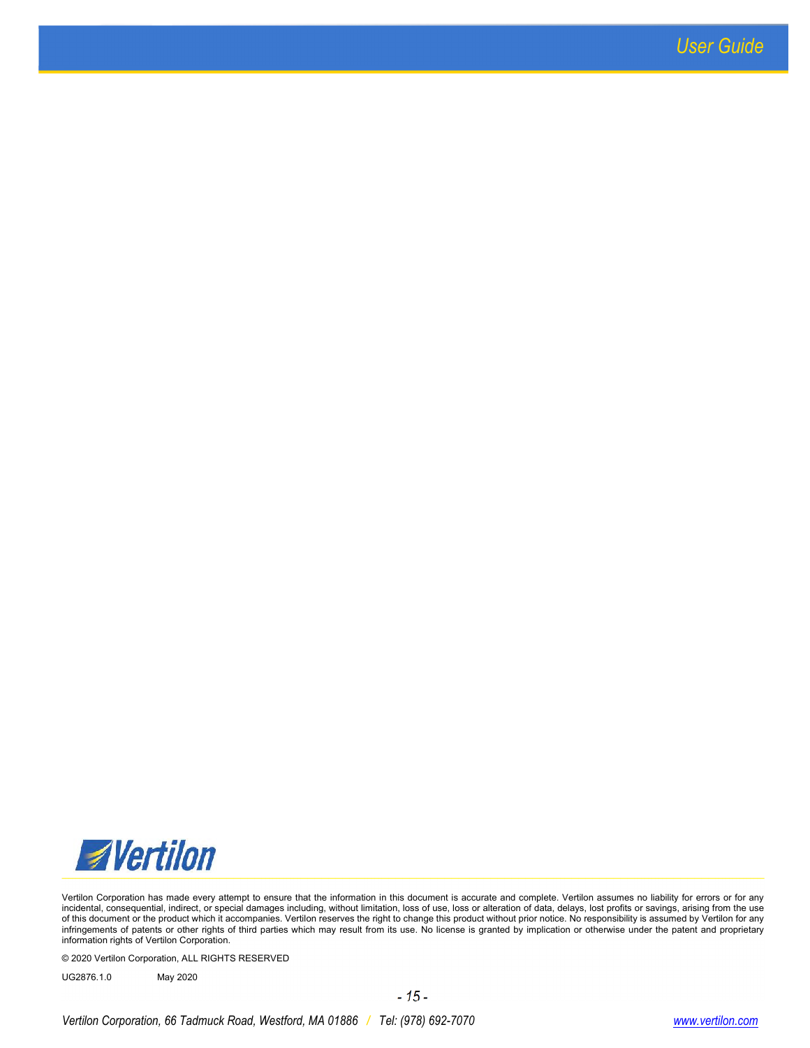Vertilon Corporation has made every attempt to ensure that the information in this document is accurate and complete. Vertilon assumes no liability for errors or for any incidental, consequential, indirect, or special damages including, without limitation, loss of use, loss or alteration of data, delays, lost profits or savings, arising from the use of this document or the product which it accompanies. Vertilon reserves the right to change this product without prior notice. No responsibility is assumed by Vertilon for any infringements of patents or other rights of third parties which may result from its use. No license is granted by implication or otherwise under the patent and proprietary information rights of Vertilon Corporation.

© 2020 Vertilon Corporation, ALL RIGHTS RESERVED

UG2876.1.0 May 2020

*Vertilon Corporation, 66 Tadmuck Road, Westford, MA 01886 / Tel: (978) 692-7070* www.vertilon.com